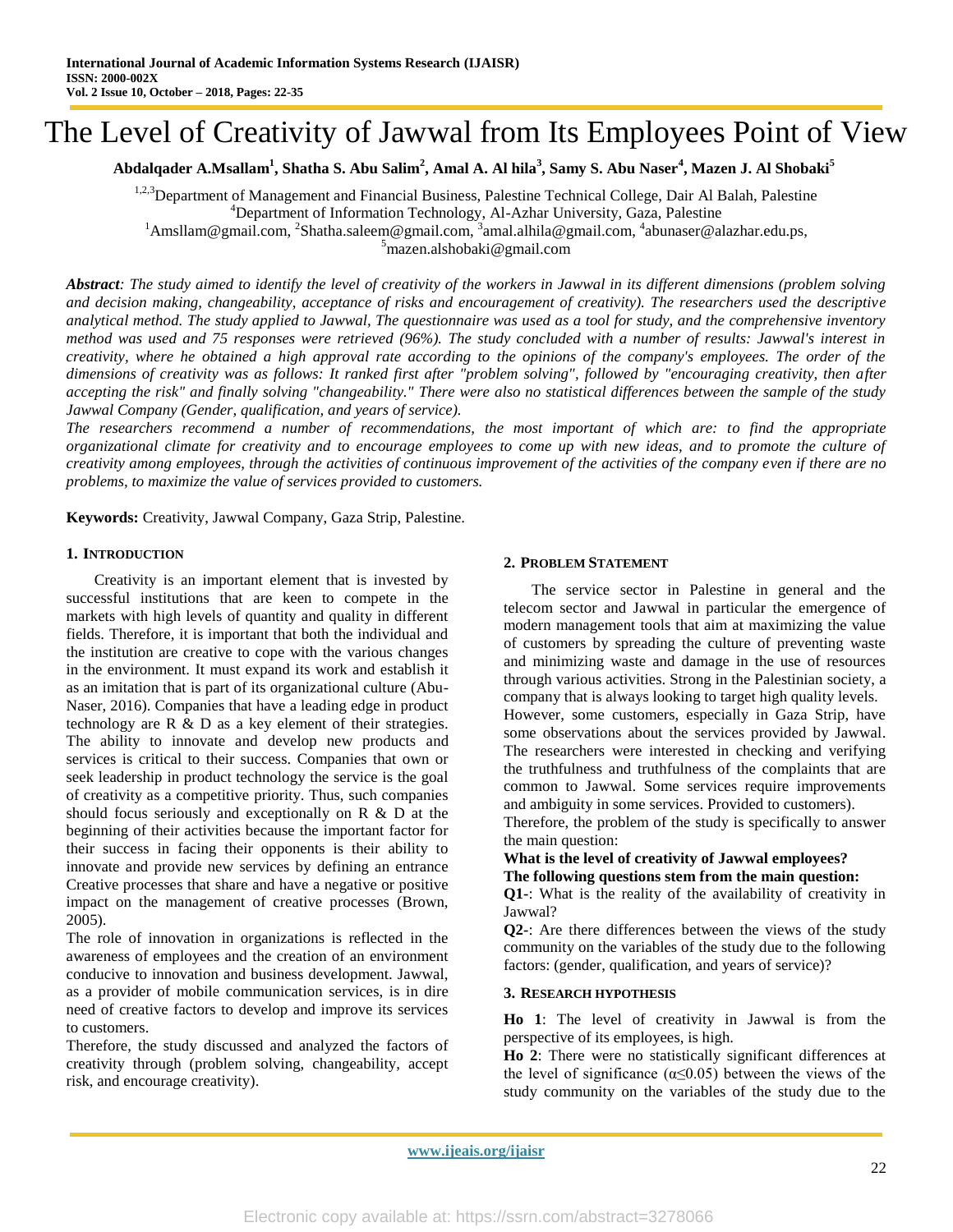# The Level of Creativity of Jawwal from Its Employees Point of View

**Abdalqader A.Msallam[1], Shatha S. Abu Salim[2], Amal A. Al hila[3], Samy S. Abu Naser[4], Mazen J. Al Shobaki[5]**

[1,2,3]Department of Management and Financial Business, Palestine Technical College, Dair Al Balah, Palestine
[4]Department of Information Technology, Al-Azhar University, Gaza, Palestine
[1]Amsllam@gmail.com, [2]Shatha.saleem@gmail.com, [3]amal.alhila@gmail.com, [4]abunaser@alazhar.edu.ps,
[5]mazen.alshobaki@gmail.com

***Abstract**: The study aimed to identify the level of creativity of the workers in Jawwal in its different dimensions (problem solving and decision making, changeability, acceptance of risks and encouragement of creativity). The researchers used the descriptive analytical method. The study applied to Jawwal, The questionnaire was used as a tool for study, and the comprehensive inventory method was used and 75 responses were retrieved (96%). The study concluded with a number of results: Jawwal's interest in creativity, where he obtained a high approval rate according to the opinions of the company's employees. The order of the dimensions of creativity was as follows: It ranked first after "problem solving", followed by "encouraging creativity, then after accepting the risk" and finally solving "changeability." There were also no statistical differences between the sample of the study Jawwal Company (Gender, qualification, and years of service).*

*The researchers recommend a number of recommendations, the most important of which are: to find the appropriate organizational climate for creativity and to encourage employees to come up with new ideas, and to promote the culture of creativity among employees, through the activities of continuous improvement of the activities of the company even if there are no problems, to maximize the value of services provided to customers.*

**Keywords:** Creativity, Jawwal Company, Gaza Strip, Palestine.

## 1. Introduction

Creativity is an important element that is invested by successful institutions that are keen to compete in the markets with high levels of quantity and quality in different fields. Therefore, it is important that both the individual and the institution are creative to cope with the various changes in the environment. It must expand its work and establish it as an imitation that is part of its organizational culture (Abu-Naser, 2016). Companies that have a leading edge in product technology are R & D as a key element of their strategies. The ability to innovate and develop new products and services is critical to their success. Companies that own or seek leadership in product technology the service is the goal of creativity as a competitive priority. Thus, such companies should focus seriously and exceptionally on R & D at the beginning of their activities because the important factor for their success in facing their opponents is their ability to innovate and provide new services by defining an entrance Creative processes that share and have a negative or positive impact on the management of creative processes (Brown, 2005).

The role of innovation in organizations is reflected in the awareness of employees and the creation of an environment conducive to innovation and business development. Jawwal, as a provider of mobile communication services, is in dire need of creative factors to develop and improve its services to customers.

Therefore, the study discussed and analyzed the factors of creativity through (problem solving, changeability, accept risk, and encourage creativity).

## 2. Problem Statement

The service sector in Palestine in general and the telecom sector and Jawwal in particular the emergence of modern management tools that aim at maximizing the value of customers by spreading the culture of preventing waste and minimizing waste and damage in the use of resources through various activities. Strong in the Palestinian society, a company that is always looking to target high quality levels.

However, some customers, especially in Gaza Strip, have some observations about the services provided by Jawwal. The researchers were interested in checking and verifying the truthfulness and truthfulness of the complaints that are common to Jawwal. Some services require improvements and ambiguity in some services. Provided to customers).

Therefore, the problem of the study is specifically to answer the main question:

**What is the level of creativity of Jawwal employees?**

**The following questions stem from the main question:**

**Q1-**: What is the reality of the availability of creativity in Jawwal?

**Q2-**: Are there differences between the views of the study community on the variables of the study due to the following factors: (gender, qualification, and years of service)?

## 3. Research Hypothesis

**Ho 1**: The level of creativity in Jawwal is from the perspective of its employees, is high.

**Ho 2**: There were no statistically significant differences at the level of significance ($\alpha \leq 0.05$) between the views of the study community on the variables of the study due to the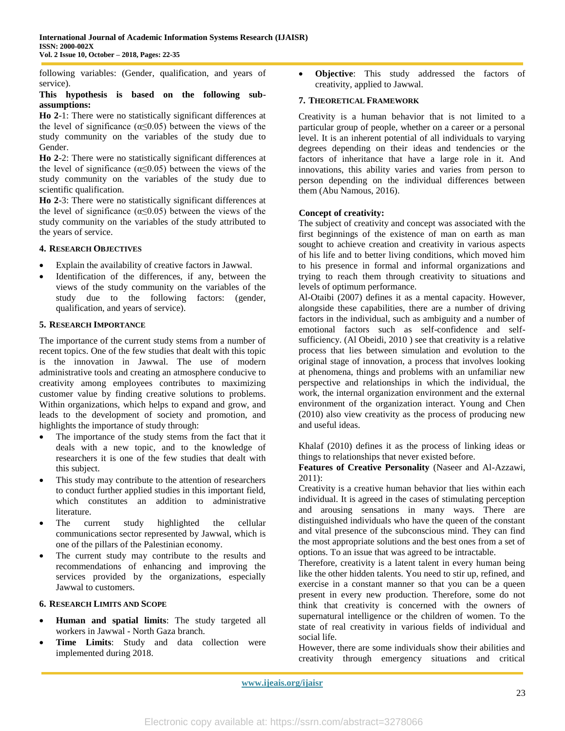following variables: (Gender, qualification, and years of service).

**This hypothesis is based on the following sub-assumptions:**

**Ho 2**-1: There were no statistically significant differences at the level of significance ($\alpha \leq 0.05$) between the views of the study community on the variables of the study due to Gender.

**Ho 2**-2: There were no statistically significant differences at the level of significance ($\alpha \leq 0.05$) between the views of the study community on the variables of the study due to scientific qualification.

**Ho 2**-3: There were no statistically significant differences at the level of significance ($\alpha \leq 0.05$) between the views of the study community on the variables of the study attributed to the years of service.

## 4. Research Objectives

- Explain the availability of creative factors in Jawwal.
- Identification of the differences, if any, between the views of the study community on the variables of the study due to the following factors: (gender, qualification, and years of service).

## 5. Research Importance

The importance of the current study stems from a number of recent topics. One of the few studies that dealt with this topic is the innovation in Jawwal. The use of modern administrative tools and creating an atmosphere conducive to creativity among employees contributes to maximizing customer value by finding creative solutions to problems. Within organizations, which helps to expand and grow, and leads to the development of society and promotion, and highlights the importance of study through:

- The importance of the study stems from the fact that it deals with a new topic, and to the knowledge of researchers it is one of the few studies that dealt with this subject.
- This study may contribute to the attention of researchers to conduct further applied studies in this important field, which constitutes an addition to administrative literature.
- The current study highlighted the cellular communications sector represented by Jawwal, which is one of the pillars of the Palestinian economy.
- The current study may contribute to the results and recommendations of enhancing and improving the services provided by the organizations, especially Jawwal to customers.

## 6. Research Limits and Scope

- **Human and spatial limits**: The study targeted all workers in Jawwal - North Gaza branch.
- **Time Limits**: Study and data collection were implemented during 2018.
- **Objective**: This study addressed the factors of creativity, applied to Jawwal.

## 7. Theoretical Framework

Creativity is a human behavior that is not limited to a particular group of people, whether on a career or a personal level. It is an inherent potential of all individuals to varying degrees depending on their ideas and tendencies or the factors of inheritance that have a large role in it. And innovations, this ability varies and varies from person to person depending on the individual differences between them (Abu Namous, 2016).

**Concept of creativity:**

The subject of creativity and concept was associated with the first beginnings of the existence of man on earth as man sought to achieve creation and creativity in various aspects of his life and to better living conditions, which moved him to his presence in formal and informal organizations and trying to reach them through creativity to situations and levels of optimum performance.

Al-Otaibi (2007) defines it as a mental capacity. However, alongside these capabilities, there are a number of driving factors in the individual, such as ambiguity and a number of emotional factors such as self-confidence and self-sufficiency. (Al Obeidi, 2010 ) see that creativity is a relative process that lies between simulation and evolution to the original stage of innovation, a process that involves looking at phenomena, things and problems with an unfamiliar new perspective and relationships in which the individual, the work, the internal organization environment and the external environment of the organization interact. Young and Chen (2010) also view creativity as the process of producing new and useful ideas.

Khalaf (2010) defines it as the process of linking ideas or things to relationships that never existed before.

**Features of Creative Personality** (Naseer and Al-Azzawi, 2011):

Creativity is a creative human behavior that lies within each individual. It is agreed in the cases of stimulating perception and arousing sensations in many ways. There are distinguished individuals who have the queen of the constant and vital presence of the subconscious mind. They can find the most appropriate solutions and the best ones from a set of options. To an issue that was agreed to be intractable.

Therefore, creativity is a latent talent in every human being like the other hidden talents. You need to stir up, refined, and exercise in a constant manner so that you can be a queen present in every new production. Therefore, some do not think that creativity is concerned with the owners of supernatural intelligence or the children of women. To the state of real creativity in various fields of individual and social life.

However, there are some individuals show their abilities and creativity through emergency situations and critical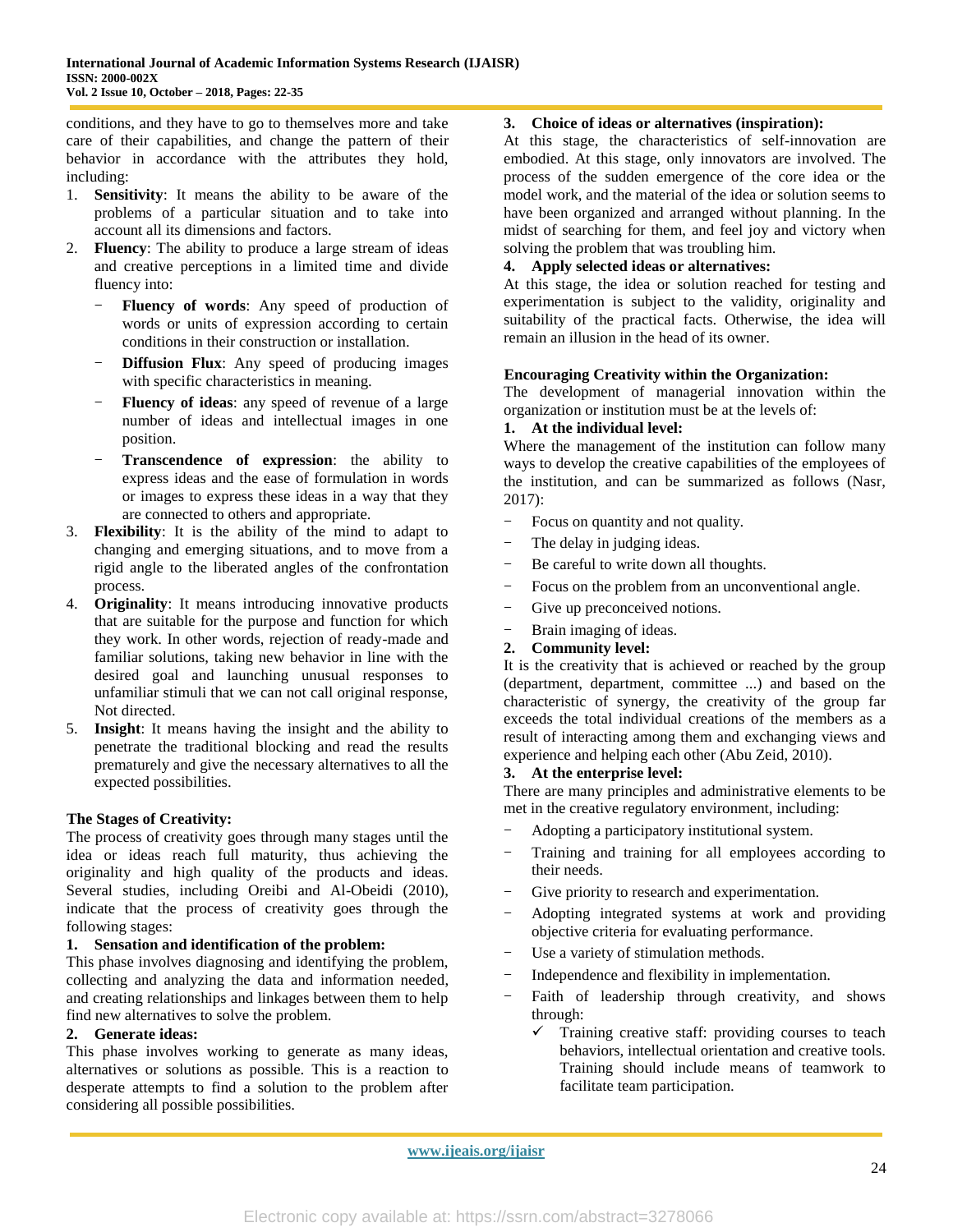conditions, and they have to go to themselves more and take care of their capabilities, and change the pattern of their behavior in accordance with the attributes they hold, including:

1. **Sensitivity**: It means the ability to be aware of the problems of a particular situation and to take into account all its dimensions and factors.
2. **Fluency**: The ability to produce a large stream of ideas and creative perceptions in a limited time and divide fluency into:
   - **Fluency of words**: Any speed of production of words or units of expression according to certain conditions in their construction or installation.
   - **Diffusion Flux**: Any speed of producing images with specific characteristics in meaning.
   - **Fluency of ideas**: any speed of revenue of a large number of ideas and intellectual images in one position.
   - **Transcendence of expression**: the ability to express ideas and the ease of formulation in words or images to express these ideas in a way that they are connected to others and appropriate.
3. **Flexibility**: It is the ability of the mind to adapt to changing and emerging situations, and to move from a rigid angle to the liberated angles of the confrontation process.
4. **Originality**: It means introducing innovative products that are suitable for the purpose and function for which they work. In other words, rejection of ready-made and familiar solutions, taking new behavior in line with the desired goal and launching unusual responses to unfamiliar stimuli that we can not call original response, Not directed.
5. **Insight**: It means having the insight and the ability to penetrate the traditional blocking and read the results prematurely and give the necessary alternatives to all the expected possibilities.

**The Stages of Creativity:**

The process of creativity goes through many stages until the idea or ideas reach full maturity, thus achieving the originality and high quality of the products and ideas. Several studies, including Oreibi and Al-Obeidi (2010), indicate that the process of creativity goes through the following stages:

**1. Sensation and identification of the problem:**

This phase involves diagnosing and identifying the problem, collecting and analyzing the data and information needed, and creating relationships and linkages between them to help find new alternatives to solve the problem.

**2. Generate ideas:**

This phase involves working to generate as many ideas, alternatives or solutions as possible. This is a reaction to desperate attempts to find a solution to the problem after considering all possible possibilities.

**3. Choice of ideas or alternatives (inspiration):**

At this stage, the characteristics of self-innovation are embodied. At this stage, only innovators are involved. The process of the sudden emergence of the core idea or the model work, and the material of the idea or solution seems to have been organized and arranged without planning. In the midst of searching for them, and feel joy and victory when solving the problem that was troubling him.

**4. Apply selected ideas or alternatives:**

At this stage, the idea or solution reached for testing and experimentation is subject to the validity, originality and suitability of the practical facts. Otherwise, the idea will remain an illusion in the head of its owner.

**Encouraging Creativity within the Organization:**

The development of managerial innovation within the organization or institution must be at the levels of:

**1. At the individual level:**

Where the management of the institution can follow many ways to develop the creative capabilities of the employees of the institution, and can be summarized as follows (Nasr, 2017):

- Focus on quantity and not quality.
- The delay in judging ideas.
- Be careful to write down all thoughts.
- Focus on the problem from an unconventional angle.
- Give up preconceived notions.
- Brain imaging of ideas.

**2. Community level:**

It is the creativity that is achieved or reached by the group (department, department, committee ...) and based on the characteristic of synergy, the creativity of the group far exceeds the total individual creations of the members as a result of interacting among them and exchanging views and experience and helping each other (Abu Zeid, 2010).

**3. At the enterprise level:**

There are many principles and administrative elements to be met in the creative regulatory environment, including:

- Adopting a participatory institutional system.
- Training and training for all employees according to their needs.
- Give priority to research and experimentation.
- Adopting integrated systems at work and providing objective criteria for evaluating performance.
- Use a variety of stimulation methods.
- Independence and flexibility in implementation.
- Faith of leadership through creativity, and shows through:
  - ✓ Training creative staff: providing courses to teach behaviors, intellectual orientation and creative tools. Training should include means of teamwork to facilitate team participation.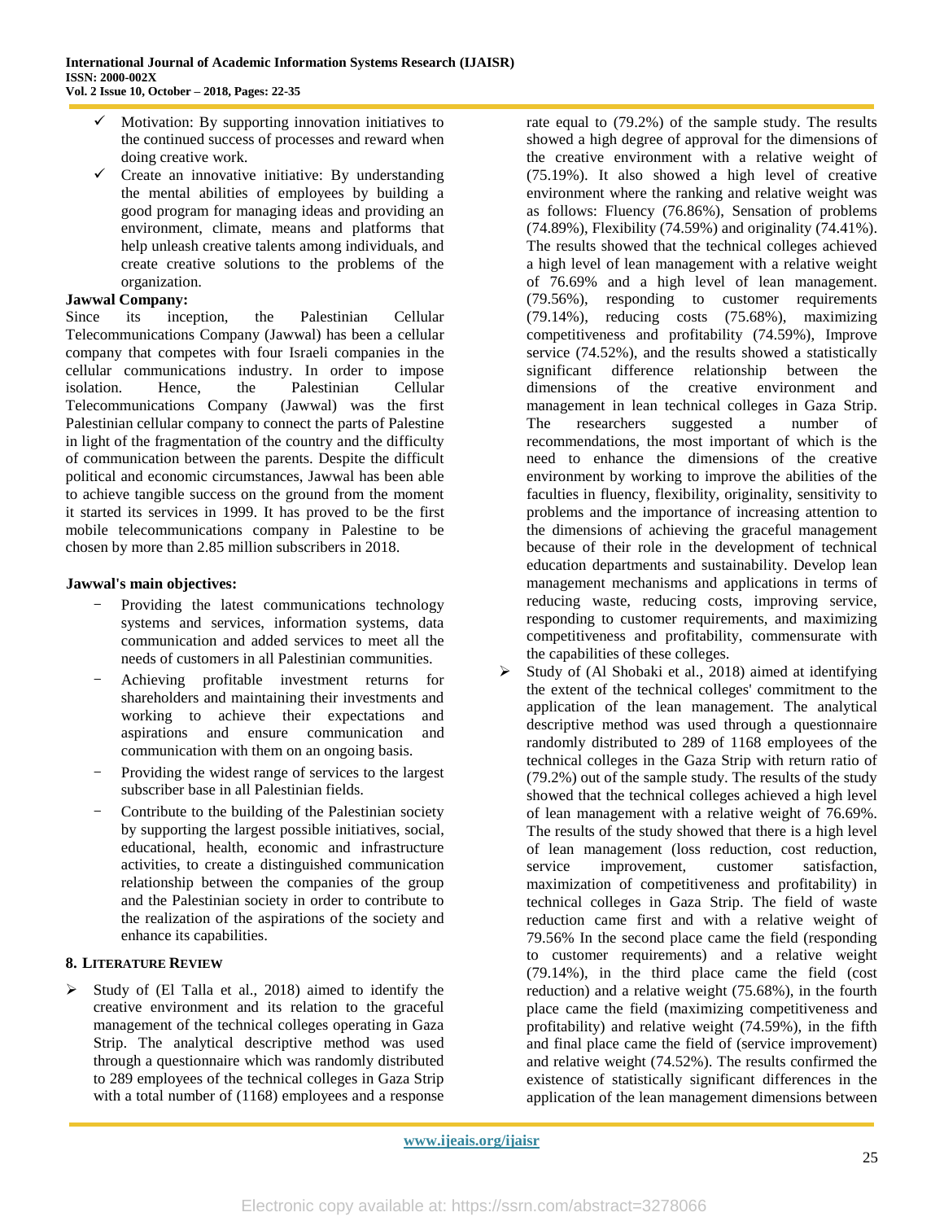- ✓ Motivation: By supporting innovation initiatives to the continued success of processes and reward when doing creative work.
- ✓ Create an innovative initiative: By understanding the mental abilities of employees by building a good program for managing ideas and providing an environment, climate, means and platforms that help unleash creative talents among individuals, and create creative solutions to the problems of the organization.

**Jawwal Company:**

Since its inception, the Palestinian Cellular Telecommunications Company (Jawwal) has been a cellular company that competes with four Israeli companies in the cellular communications industry. In order to impose isolation. Hence, the Palestinian Cellular Telecommunications Company (Jawwal) was the first Palestinian cellular company to connect the parts of Palestine in light of the fragmentation of the country and the difficulty of communication between the parents. Despite the difficult political and economic circumstances, Jawwal has been able to achieve tangible success on the ground from the moment it started its services in 1999. It has proved to be the first mobile telecommunications company in Palestine to be chosen by more than 2.85 million subscribers in 2018.

**Jawwal's main objectives:**

- Providing the latest communications technology systems and services, information systems, data communication and added services to meet all the needs of customers in all Palestinian communities.
- Achieving profitable investment returns for shareholders and maintaining their investments and working to achieve their expectations and aspirations and ensure communication and communication with them on an ongoing basis.
- Providing the widest range of services to the largest subscriber base in all Palestinian fields.
- Contribute to the building of the Palestinian society by supporting the largest possible initiatives, social, educational, health, economic and infrastructure activities, to create a distinguished communication relationship between the companies of the group and the Palestinian society in order to contribute to the realization of the aspirations of the society and enhance its capabilities.

## 8. Literature Review

- ➢ Study of (El Talla et al., 2018) aimed to identify the creative environment and its relation to the graceful management of the technical colleges operating in Gaza Strip. The analytical descriptive method was used through a questionnaire which was randomly distributed to 289 employees of the technical colleges in Gaza Strip with a total number of (1168) employees and a response rate equal to (79.2%) of the sample study. The results showed a high degree of approval for the dimensions of the creative environment with a relative weight of (75.19%). It also showed a high level of creative environment where the ranking and relative weight was as follows: Fluency (76.86%), Sensation of problems (74.89%), Flexibility (74.59%) and originality (74.41%). The results showed that the technical colleges achieved a high level of lean management with a relative weight of 76.69% and a high level of lean management. (79.56%), responding to customer requirements (79.14%), reducing costs (75.68%), maximizing competitiveness and profitability (74.59%), Improve service (74.52%), and the results showed a statistically significant difference relationship between the dimensions of the creative environment and management in lean technical colleges in Gaza Strip. The researchers suggested a number of recommendations, the most important of which is the need to enhance the dimensions of the creative environment by working to improve the abilities of the faculties in fluency, flexibility, originality, sensitivity to problems and the importance of increasing attention to the dimensions of achieving the graceful management because of their role in the development of technical education departments and sustainability. Develop lean management mechanisms and applications in terms of reducing waste, reducing costs, improving service, responding to customer requirements, and maximizing competitiveness and profitability, commensurate with the capabilities of these colleges.
- ➢ Study of (Al Shobaki et al., 2018) aimed at identifying the extent of the technical colleges' commitment to the application of the lean management. The analytical descriptive method was used through a questionnaire randomly distributed to 289 of 1168 employees of the technical colleges in the Gaza Strip with return ratio of (79.2%) out of the sample study. The results of the study showed that the technical colleges achieved a high level of lean management with a relative weight of 76.69%. The results of the study showed that there is a high level of lean management (loss reduction, cost reduction, service improvement, customer satisfaction, maximization of competitiveness and profitability) in technical colleges in Gaza Strip. The field of waste reduction came first and with a relative weight of 79.56% In the second place came the field (responding to customer requirements) and a relative weight (79.14%), in the third place came the field (cost reduction) and a relative weight (75.68%), in the fourth place came the field (maximizing competitiveness and profitability) and relative weight (74.59%), in the fifth and final place came the field of (service improvement) and relative weight (74.52%). The results confirmed the existence of statistically significant differences in the application of the lean management dimensions between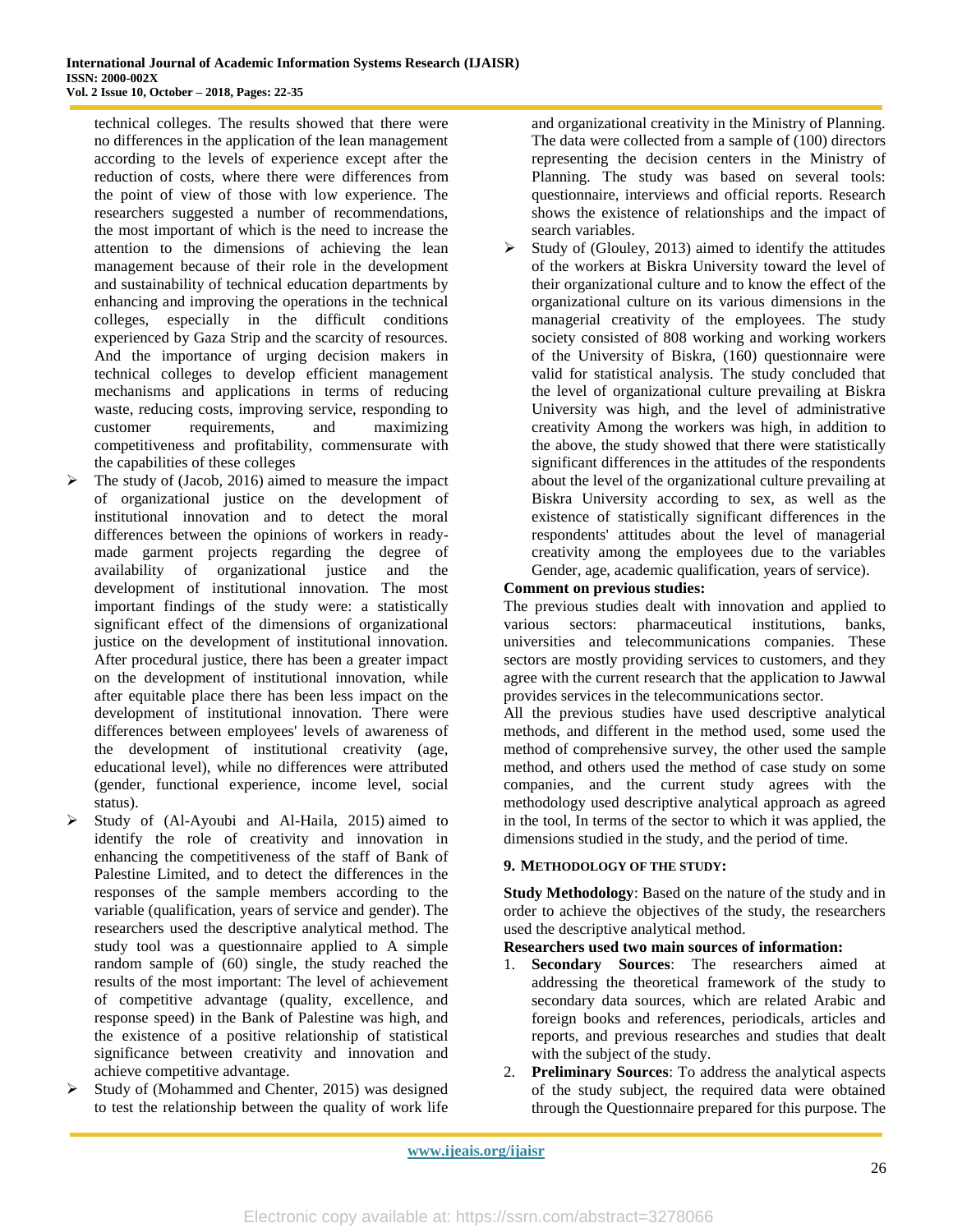technical colleges. The results showed that there were no differences in the application of the lean management according to the levels of experience except after the reduction of costs, where there were differences from the point of view of those with low experience. The researchers suggested a number of recommendations, the most important of which is the need to increase the attention to the dimensions of achieving the lean management because of their role in the development and sustainability of technical education departments by enhancing and improving the operations in the technical colleges, especially in the difficult conditions experienced by Gaza Strip and the scarcity of resources. And the importance of urging decision makers in technical colleges to develop efficient management mechanisms and applications in terms of reducing waste, reducing costs, improving service, responding to customer requirements, and maximizing competitiveness and profitability, commensurate with the capabilities of these colleges

- The study of (Jacob, 2016) aimed to measure the impact of organizational justice on the development of institutional innovation and to detect the moral differences between the opinions of workers in ready-made garment projects regarding the degree of availability of organizational justice and the development of institutional innovation. The most important findings of the study were: a statistically significant effect of the dimensions of organizational justice on the development of institutional innovation. After procedural justice, there has been a greater impact on the development of institutional innovation, while after equitable place there has been less impact on the development of institutional innovation. There were differences between employees' levels of awareness of the development of institutional creativity (age, educational level), while no differences were attributed (gender, functional experience, income level, social status).
- Study of (Al-Ayoubi and Al-Haila, 2015) aimed to identify the role of creativity and innovation in enhancing the competitiveness of the staff of Bank of Palestine Limited, and to detect the differences in the responses of the sample members according to the variable (qualification, years of service and gender). The researchers used the descriptive analytical method. The study tool was a questionnaire applied to A simple random sample of (60) single, the study reached the results of the most important: The level of achievement of competitive advantage (quality, excellence, and response speed) in the Bank of Palestine was high, and the existence of a positive relationship of statistical significance between creativity and innovation and achieve competitive advantage.
- Study of (Mohammed and Chenter, 2015) was designed to test the relationship between the quality of work life and organizational creativity in the Ministry of Planning. The data were collected from a sample of (100) directors representing the decision centers in the Ministry of Planning. The study was based on several tools: questionnaire, interviews and official reports. Research shows the existence of relationships and the impact of search variables.
- Study of (Glouley, 2013) aimed to identify the attitudes of the workers at Biskra University toward the level of their organizational culture and to know the effect of the organizational culture on its various dimensions in the managerial creativity of the employees. The study society consisted of 808 working and working workers of the University of Biskra, (160) questionnaire were valid for statistical analysis. The study concluded that the level of organizational culture prevailing at Biskra University was high, and the level of administrative creativity Among the workers was high, in addition to the above, the study showed that there were statistically significant differences in the attitudes of the respondents about the level of the organizational culture prevailing at Biskra University according to sex, as well as the existence of statistically significant differences in the respondents' attitudes about the level of managerial creativity among the employees due to the variables Gender, age, academic qualification, years of service).

**Comment on previous studies:**

The previous studies dealt with innovation and applied to various sectors: pharmaceutical institutions, banks, universities and telecommunications companies. These sectors are mostly providing services to customers, and they agree with the current research that the application to Jawwal provides services in the telecommunications sector.

All the previous studies have used descriptive analytical methods, and different in the method used, some used the method of comprehensive survey, the other used the sample method, and others used the method of case study on some companies, and the current study agrees with the methodology used descriptive analytical approach as agreed in the tool, In terms of the sector to which it was applied, the dimensions studied in the study, and the period of time.

## 9. METHODOLOGY OF THE STUDY:

**Study Methodology**: Based on the nature of the study and in order to achieve the objectives of the study, the researchers used the descriptive analytical method.

**Researchers used two main sources of information:**

1. **Secondary Sources**: The researchers aimed at addressing the theoretical framework of the study to secondary data sources, which are related Arabic and foreign books and references, periodicals, articles and reports, and previous researches and studies that dealt with the subject of the study.
2. **Preliminary Sources**: To address the analytical aspects of the study subject, the required data were obtained through the Questionnaire prepared for this purpose. The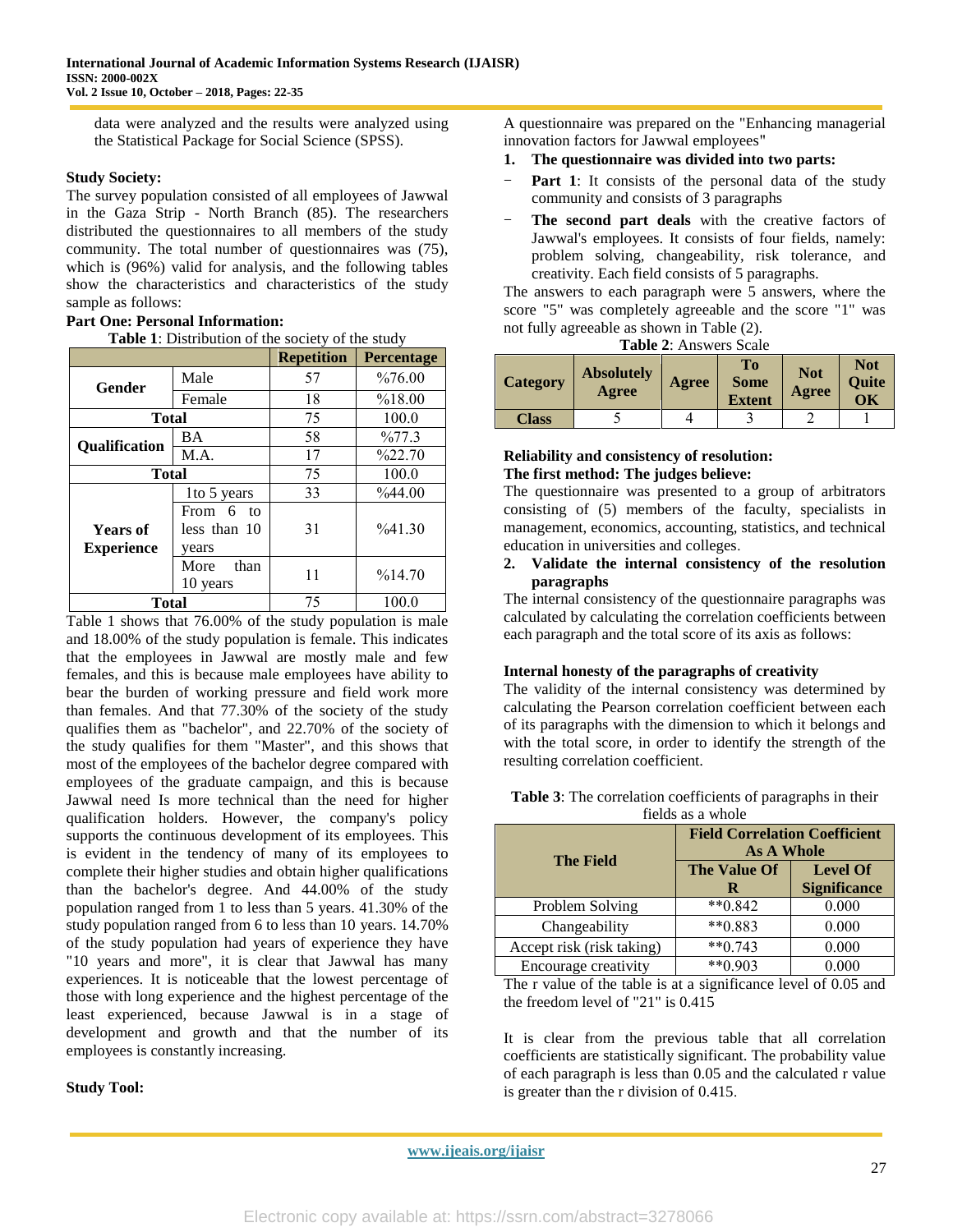data were analyzed and the results were analyzed using the Statistical Package for Social Science (SPSS).

**Study Society:**

The survey population consisted of all employees of Jawwal in the Gaza Strip - North Branch (85). The researchers distributed the questionnaires to all members of the study community. The total number of questionnaires was (75), which is (96%) valid for analysis, and the following tables show the characteristics and characteristics of the study sample as follows:

**Part One: Personal Information:**

**Table 1**: Distribution of the society of the study

| | | Repetition | Percentage |
|---|---|---|---|
| Gender | Male | 57 | %76.00 |
| | Female | 18 | %18.00 |
| Total | | 75 | 100.0 |
| Qualification | BA | 58 | %77.3 |
| | M.A. | 17 | %22.70 |
| Total | | 75 | 100.0 |
| Years of Experience | 1to 5 years | 33 | %44.00 |
| | From 6 to less than 10 years | 31 | %41.30 |
| | More than 10 years | 11 | %14.70 |
| Total | | 75 | 100.0 |

Table 1 shows that 76.00% of the study population is male and 18.00% of the study population is female. This indicates that the employees in Jawwal are mostly male and few females, and this is because male employees have ability to bear the burden of working pressure and field work more than females. And that 77.30% of the society of the study qualifies them as "bachelor", and 22.70% of the society of the study qualifies for them "Master", and this shows that most of the employees of the bachelor degree compared with employees of the graduate campaign, and this is because Jawwal need Is more technical than the need for higher qualification holders. However, the company's policy supports the continuous development of its employees. This is evident in the tendency of many of its employees to complete their higher studies and obtain higher qualifications than the bachelor's degree. And 44.00% of the study population ranged from 1 to less than 5 years. 41.30% of the study population ranged from 6 to less than 10 years. 14.70% of the study population had years of experience they have "10 years and more", it is clear that Jawwal has many experiences. It is noticeable that the lowest percentage of those with long experience and the highest percentage of the least experienced, because Jawwal is in a stage of development and growth and that the number of its employees is constantly increasing.

**Study Tool:**

A questionnaire was prepared on the "Enhancing managerial innovation factors for Jawwal employees"

1. **The questionnaire was divided into two parts:**

- **Part 1**: It consists of the personal data of the study community and consists of 3 paragraphs
- **The second part deals** with the creative factors of Jawwal's employees. It consists of four fields, namely: problem solving, changeability, risk tolerance, and creativity. Each field consists of 5 paragraphs.

The answers to each paragraph were 5 answers, where the score "5" was completely agreeable and the score "1" was not fully agreeable as shown in Table (2).

**Table 2**: Answers Scale

| Category | Absolutely Agree | Agree | To Some Extent | Not Agree | Not Quite OK |
|---|---|---|---|---|---|
| Class | 5 | 4 | 3 | 2 | 1 |

**Reliability and consistency of resolution:**

**The first method: The judges believe:**

The questionnaire was presented to a group of arbitrators consisting of (5) members of the faculty, specialists in management, economics, accounting, statistics, and technical education in universities and colleges.

2. **Validate the internal consistency of the resolution paragraphs**

The internal consistency of the questionnaire paragraphs was calculated by calculating the correlation coefficients between each paragraph and the total score of its axis as follows:

**Internal honesty of the paragraphs of creativity**

The validity of the internal consistency was determined by calculating the Pearson correlation coefficient between each of its paragraphs with the dimension to which it belongs and with the total score, in order to identify the strength of the resulting correlation coefficient.

**Table 3**: The correlation coefficients of paragraphs in their fields as a whole

| The Field | Field Correlation Coefficient As A Whole | |
|---|---|---|
| | The Value Of R | Level Of Significance |
| Problem Solving | **0.842 | 0.000 |
| Changeability | **0.883 | 0.000 |
| Accept risk (risk taking) | **0.743 | 0.000 |
| Encourage creativity | **0.903 | 0.000 |

The r value of the table is at a significance level of 0.05 and the freedom level of "21" is 0.415

It is clear from the previous table that all correlation coefficients are statistically significant. The probability value of each paragraph is less than 0.05 and the calculated r value is greater than the r division of 0.415.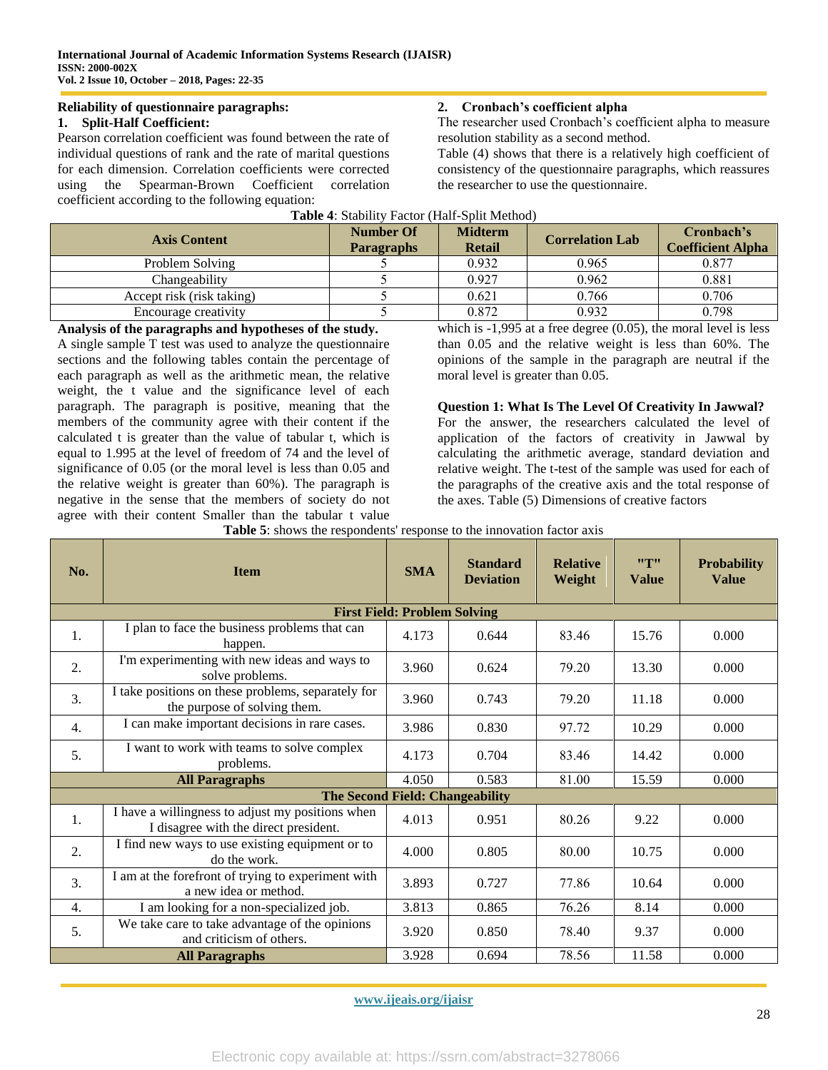**Reliability of questionnaire paragraphs:**

**1. Split-Half Coefficient:**

Pearson correlation coefficient was found between the rate of individual questions of rank and the rate of marital questions for each dimension. Correlation coefficients were corrected using the Spearman-Brown Coefficient correlation coefficient according to the following equation:

**2. Cronbach's coefficient alpha**

The researcher used Cronbach's coefficient alpha to measure resolution stability as a second method.

Table (4) shows that there is a relatively high coefficient of consistency of the questionnaire paragraphs, which reassures the researcher to use the questionnaire.

**Table 4**: Stability Factor (Half-Split Method)

| Axis Content | Number Of Paragraphs | Midterm Retail | Correlation Lab | Cronbach's Coefficient Alpha |
|---|---|---|---|---|
| Problem Solving | 5 | 0.932 | 0.965 | 0.877 |
| Changeability | 5 | 0.927 | 0.962 | 0.881 |
| Accept risk (risk taking) | 5 | 0.621 | 0.766 | 0.706 |
| Encourage creativity | 5 | 0.872 | 0.932 | 0.798 |

**Analysis of the paragraphs and hypotheses of the study.**

A single sample T test was used to analyze the questionnaire sections and the following tables contain the percentage of each paragraph as well as the arithmetic mean, the relative weight, the t value and the significance level of each paragraph. The paragraph is positive, meaning that the members of the community agree with their content if the calculated t is greater than the value of tabular t, which is equal to 1.995 at the level of freedom of 74 and the level of significance of 0.05 (or the moral level is less than 0.05 and the relative weight is greater than 60%). The paragraph is negative in the sense that the members of society do not agree with their content Smaller than the tabular t value which is -1,995 at a free degree (0.05), the moral level is less than 0.05 and the relative weight is less than 60%. The opinions of the sample in the paragraph are neutral if the moral level is greater than 0.05.

**Question 1: What Is The Level Of Creativity In Jawwal?**

For the answer, the researchers calculated the level of application of the factors of creativity in Jawwal by calculating the arithmetic average, standard deviation and relative weight. The t-test of the sample was used for each of the paragraphs of the creative axis and the total response of the axes. Table (5) Dimensions of creative factors

**Table 5**: shows the respondents' response to the innovation factor axis

| No. | Item | SMA | Standard Deviation | Relative Weight | "T" Value | Probability Value |
|---|---|---|---|---|---|---|
| **First Field: Problem Solving** | | | | | | |
| 1. | I plan to face the business problems that can happen. | 4.173 | 0.644 | 83.46 | 15.76 | 0.000 |
| 2. | I'm experimenting with new ideas and ways to solve problems. | 3.960 | 0.624 | 79.20 | 13.30 | 0.000 |
| 3. | I take positions on these problems, separately for the purpose of solving them. | 3.960 | 0.743 | 79.20 | 11.18 | 0.000 |
| 4. | I can make important decisions in rare cases. | 3.986 | 0.830 | 97.72 | 10.29 | 0.000 |
| 5. | I want to work with teams to solve complex problems. | 4.173 | 0.704 | 83.46 | 14.42 | 0.000 |
| **All Paragraphs** | | 4.050 | 0.583 | 81.00 | 15.59 | 0.000 |
| **The Second Field: Changeability** | | | | | | |
| 1. | I have a willingness to adjust my positions when I disagree with the direct president. | 4.013 | 0.951 | 80.26 | 9.22 | 0.000 |
| 2. | I find new ways to use existing equipment or to do the work. | 4.000 | 0.805 | 80.00 | 10.75 | 0.000 |
| 3. | I am at the forefront of trying to experiment with a new idea or method. | 3.893 | 0.727 | 77.86 | 10.64 | 0.000 |
| 4. | I am looking for a non-specialized job. | 3.813 | 0.865 | 76.26 | 8.14 | 0.000 |
| 5. | We take care to take advantage of the opinions and criticism of others. | 3.920 | 0.850 | 78.40 | 9.37 | 0.000 |
| **All Paragraphs** | | 3.928 | 0.694 | 78.56 | 11.58 | 0.000 |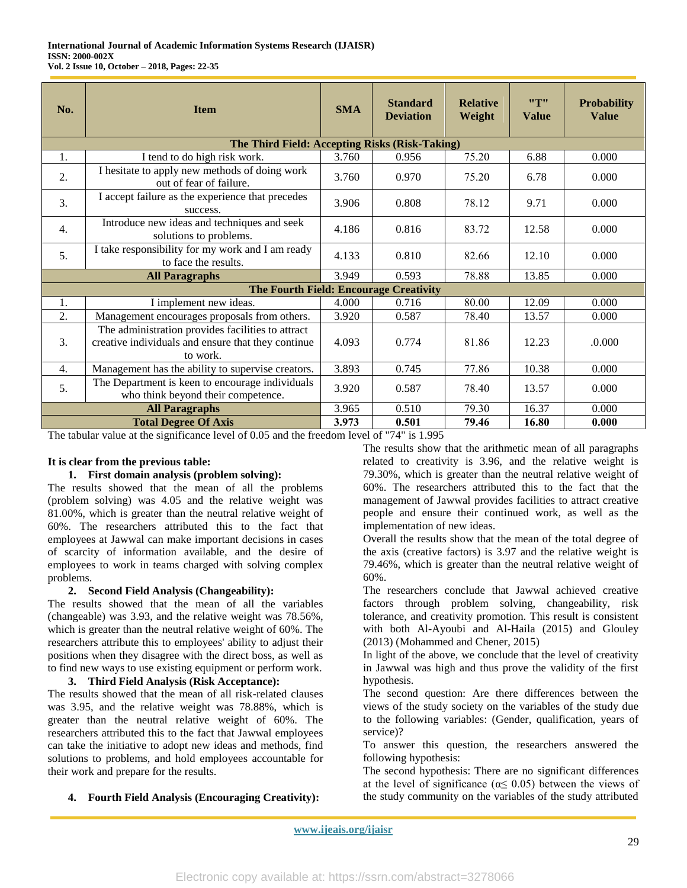| No. | Item | SMA | Standard Deviation | Relative Weight | "T" Value | Probability Value |
|---|---|---|---|---|---|---|
| **The Third Field: Accepting Risks (Risk-Taking)** | | | | | | |
| 1. | I tend to do high risk work. | 3.760 | 0.956 | 75.20 | 6.88 | 0.000 |
| 2. | I hesitate to apply new methods of doing work out of fear of failure. | 3.760 | 0.970 | 75.20 | 6.78 | 0.000 |
| 3. | I accept failure as the experience that precedes success. | 3.906 | 0.808 | 78.12 | 9.71 | 0.000 |
| 4. | Introduce new ideas and techniques and seek solutions to problems. | 4.186 | 0.816 | 83.72 | 12.58 | 0.000 |
| 5. | I take responsibility for my work and I am ready to face the results. | 4.133 | 0.810 | 82.66 | 12.10 | 0.000 |
| **All Paragraphs** | | 3.949 | 0.593 | 78.88 | 13.85 | 0.000 |
| **The Fourth Field: Encourage Creativity** | | | | | | |
| 1. | I implement new ideas. | 4.000 | 0.716 | 80.00 | 12.09 | 0.000 |
| 2. | Management encourages proposals from others. | 3.920 | 0.587 | 78.40 | 13.57 | 0.000 |
| 3. | The administration provides facilities to attract creative individuals and ensure that they continue to work. | 4.093 | 0.774 | 81.86 | 12.23 | .0.000 |
| 4. | Management has the ability to supervise creators. | 3.893 | 0.745 | 77.86 | 10.38 | 0.000 |
| 5. | The Department is keen to encourage individuals who think beyond their competence. | 3.920 | 0.587 | 78.40 | 13.57 | 0.000 |
| **All Paragraphs** | | 3.965 | 0.510 | 79.30 | 16.37 | 0.000 |
| **Total Degree Of Axis** | | **3.973** | **0.501** | **79.46** | **16.80** | **0.000** |

The tabular value at the significance level of 0.05 and the freedom level of "74" is 1.995

**It is clear from the previous table:**

1. **First domain analysis (problem solving):**

The results showed that the mean of all the problems (problem solving) was 4.05 and the relative weight was 81.00%, which is greater than the neutral relative weight of 60%. The researchers attributed this to the fact that employees at Jawwal can make important decisions in cases of scarcity of information available, and the desire of employees to work in teams charged with solving complex problems.

2. **Second Field Analysis (Changeability):**

The results showed that the mean of all the variables (changeable) was 3.93, and the relative weight was 78.56%, which is greater than the neutral relative weight of 60%. The researchers attribute this to employees' ability to adjust their positions when they disagree with the direct boss, as well as to find new ways to use existing equipment or perform work.

3. **Third Field Analysis (Risk Acceptance):**

The results showed that the mean of all risk-related clauses was 3.95, and the relative weight was 78.88%, which is greater than the neutral relative weight of 60%. The researchers attributed this to the fact that Jawwal employees can take the initiative to adopt new ideas and methods, find solutions to problems, and hold employees accountable for their work and prepare for the results.

4. **Fourth Field Analysis (Encouraging Creativity):**

The results show that the arithmetic mean of all paragraphs related to creativity is 3.96, and the relative weight is 79.30%, which is greater than the neutral relative weight of 60%. The researchers attributed this to the fact that the management of Jawwal provides facilities to attract creative people and ensure their continued work, as well as the implementation of new ideas.

Overall the results show that the mean of the total degree of the axis (creative factors) is 3.97 and the relative weight is 79.46%, which is greater than the neutral relative weight of 60%.

The researchers conclude that Jawwal achieved creative factors through problem solving, changeability, risk tolerance, and creativity promotion. This result is consistent with both Al-Ayoubi and Al-Haila (2015) and Glouley (2013) (Mohammed and Chener, 2015)

In light of the above, we conclude that the level of creativity in Jawwal was high and thus prove the validity of the first hypothesis.

The second question: Are there differences between the views of the study society on the variables of the study due to the following variables: (Gender, qualification, years of service)?

To answer this question, the researchers answered the following hypothesis:

The second hypothesis: There are no significant differences at the level of significance ($\alpha \leq 0.05$) between the views of the study community on the variables of the study attributed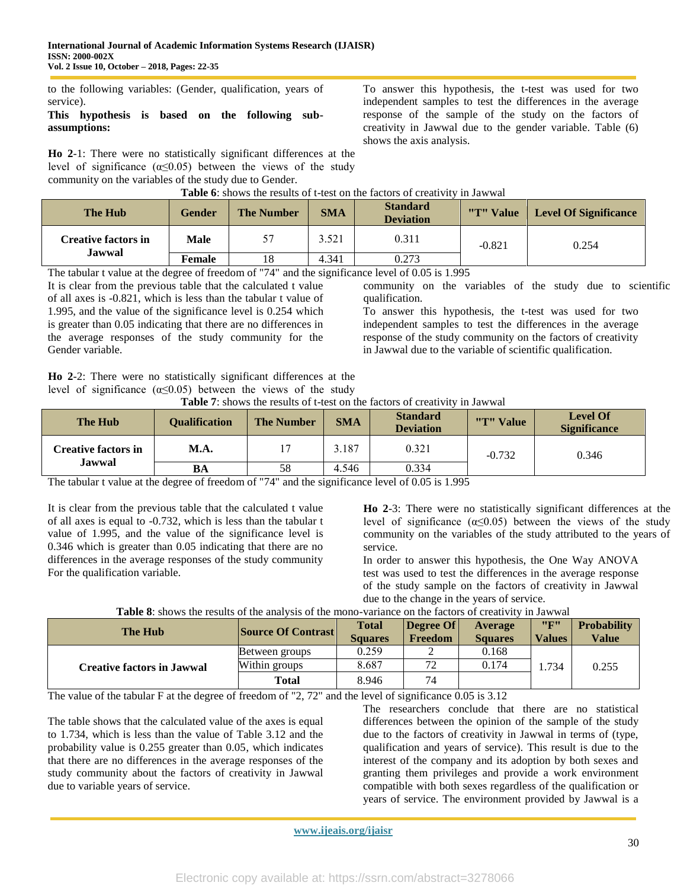to the following variables: (Gender, qualification, years of service).

**This hypothesis is based on the following sub-assumptions:**

**Ho 2**-1: There were no statistically significant differences at the level of significance ($\alpha \leq 0.05$) between the views of the study community on the variables of the study due to Gender.

To answer this hypothesis, the t-test was used for two independent samples to test the differences in the average response of the sample of the study on the factors of creativity in Jawwal due to the gender variable. Table (6) shows the axis analysis.

**Table 6**: shows the results of t-test on the factors of creativity in Jawwal

| The Hub | Gender | The Number | SMA | Standard Deviation | "T" Value | Level Of Significance |
|---|---|---|---|---|---|---|
| Creative factors in Jawwal | Male | 57 | 3.521 | 0.311 | -0.821 | 0.254 |
| | Female | 18 | 4.341 | 0.273 | | |

The tabular t value at the degree of freedom of "74" and the significance level of 0.05 is 1.995

It is clear from the previous table that the calculated t value of all axes is -0.821, which is less than the tabular t value of 1.995, and the value of the significance level is 0.254 which is greater than 0.05 indicating that there are no differences in the average responses of the study community for the Gender variable.

**Ho 2**-2: There were no statistically significant differences at the level of significance ($\alpha \leq 0.05$) between the views of the study community on the variables of the study due to scientific qualification.

To answer this hypothesis, the t-test was used for two independent samples to test the differences in the average response of the study community on the factors of creativity in Jawwal due to the variable of scientific qualification.

**Table 7**: shows the results of t-test on the factors of creativity in Jawwal

| The Hub | Qualification | The Number | SMA | Standard Deviation | "T" Value | Level Of Significance |
|---|---|---|---|---|---|---|
| Creative factors in Jawwal | M.A. | 17 | 3.187 | 0.321 | -0.732 | 0.346 |
| | BA | 58 | 4.546 | 0.334 | | |

The tabular t value at the degree of freedom of "74" and the significance level of 0.05 is 1.995

It is clear from the previous table that the calculated t value of all axes is equal to -0.732, which is less than the tabular t value of 1.995, and the value of the significance level is 0.346 which is greater than 0.05 indicating that there are no differences in the average responses of the study community For the qualification variable.

**Ho 2**-3: There were no statistically significant differences at the level of significance ($\alpha \leq 0.05$) between the views of the study community on the variables of the study attributed to the years of service.

In order to answer this hypothesis, the One Way ANOVA test was used to test the differences in the average response of the study sample on the factors of creativity in Jawwal due to the change in the years of service.

**Table 8**: shows the results of the analysis of the mono-variance on the factors of creativity in Jawwal

| The Hub | Source Of Contrast | Total Squares | Degree Of Freedom | Average Squares | "F" Values | Probability Value |
|---|---|---|---|---|---|---|
| Creative factors in Jawwal | Between groups | 0.259 | 2 | 0.168 | 1.734 | 0.255 |
| | Within groups | 8.687 | 72 | 0.174 | | |
| | **Total** | 8.946 | 74 | | | |

The value of the tabular F at the degree of freedom of "2, 72" and the level of significance 0.05 is 3.12

The table shows that the calculated value of the axes is equal to 1.734, which is less than the value of Table 3.12 and the probability value is 0.255 greater than 0.05, which indicates that there are no differences in the average responses of the study community about the factors of creativity in Jawwal due to variable years of service.

The researchers conclude that there are no statistical differences between the opinion of the sample of the study due to the factors of creativity in Jawwal in terms of (type, qualification and years of service). This result is due to the interest of the company and its adoption by both sexes and granting them privileges and provide a work environment compatible with both sexes regardless of the qualification or years of service. The environment provided by Jawwal is a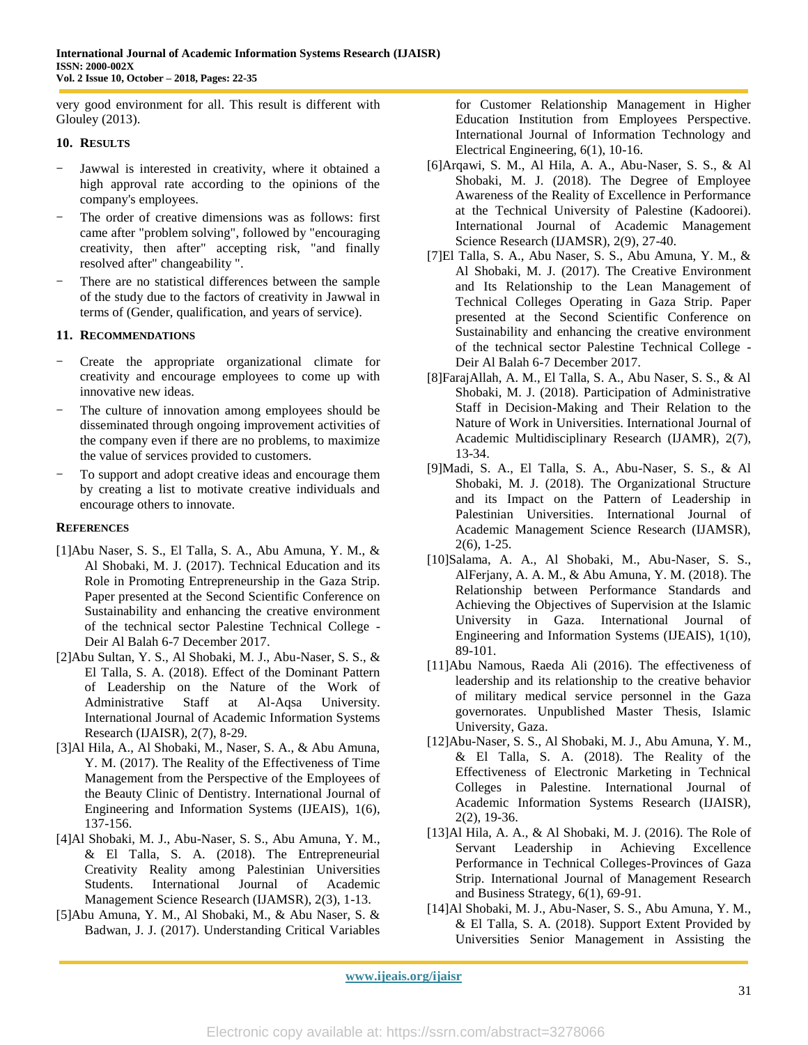very good environment for all. This result is different with Glouley (2013).

## 10. Results

- Jawwal is interested in creativity, where it obtained a high approval rate according to the opinions of the company's employees.
- The order of creative dimensions was as follows: first came after "problem solving", followed by "encouraging creativity, then after" accepting risk, "and finally resolved after" changeability ".
- There are no statistical differences between the sample of the study due to the factors of creativity in Jawwal in terms of (Gender, qualification, and years of service).

## 11. Recommendations

- Create the appropriate organizational climate for creativity and encourage employees to come up with innovative new ideas.
- The culture of innovation among employees should be disseminated through ongoing improvement activities of the company even if there are no problems, to maximize the value of services provided to customers.
- To support and adopt creative ideas and encourage them by creating a list to motivate creative individuals and encourage others to innovate.

## References

[1]Abu Naser, S. S., El Talla, S. A., Abu Amuna, Y. M., & Al Shobaki, M. J. (2017). Technical Education and its Role in Promoting Entrepreneurship in the Gaza Strip. Paper presented at the Second Scientific Conference on Sustainability and enhancing the creative environment of the technical sector Palestine Technical College - Deir Al Balah 6-7 December 2017.

[2]Abu Sultan, Y. S., Al Shobaki, M. J., Abu-Naser, S. S., & El Talla, S. A. (2018). Effect of the Dominant Pattern of Leadership on the Nature of the Work of Administrative Staff at Al-Aqsa University. International Journal of Academic Information Systems Research (IJAISR), 2(7), 8-29.

[3]Al Hila, A., Al Shobaki, M., Naser, S. A., & Abu Amuna, Y. M. (2017). The Reality of the Effectiveness of Time Management from the Perspective of the Employees of the Beauty Clinic of Dentistry. International Journal of Engineering and Information Systems (IJEAIS), 1(6), 137-156.

[4]Al Shobaki, M. J., Abu-Naser, S. S., Abu Amuna, Y. M., & El Talla, S. A. (2018). The Entrepreneurial Creativity Reality among Palestinian Universities Students. International Journal of Academic Management Science Research (IJAMSR), 2(3), 1-13.

[5]Abu Amuna, Y. M., Al Shobaki, M., & Abu Naser, S. & Badwan, J. J. (2017). Understanding Critical Variables for Customer Relationship Management in Higher Education Institution from Employees Perspective. International Journal of Information Technology and Electrical Engineering, 6(1), 10-16.

[6]Arqawi, S. M., Al Hila, A. A., Abu-Naser, S. S., & Al Shobaki, M. J. (2018). The Degree of Employee Awareness of the Reality of Excellence in Performance at the Technical University of Palestine (Kadoorei). International Journal of Academic Management Science Research (IJAMSR), 2(9), 27-40.

[7]El Talla, S. A., Abu Naser, S. S., Abu Amuna, Y. M., & Al Shobaki, M. J. (2017). The Creative Environment and Its Relationship to the Lean Management of Technical Colleges Operating in Gaza Strip. Paper presented at the Second Scientific Conference on Sustainability and enhancing the creative environment of the technical sector Palestine Technical College - Deir Al Balah 6-7 December 2017.

[8]FarajAllah, A. M., El Talla, S. A., Abu Naser, S. S., & Al Shobaki, M. J. (2018). Participation of Administrative Staff in Decision-Making and Their Relation to the Nature of Work in Universities. International Journal of Academic Multidisciplinary Research (IJAMR), 2(7), 13-34.

[9]Madi, S. A., El Talla, S. A., Abu-Naser, S. S., & Al Shobaki, M. J. (2018). The Organizational Structure and its Impact on the Pattern of Leadership in Palestinian Universities. International Journal of Academic Management Science Research (IJAMSR), 2(6), 1-25.

[10]Salama, A. A., Al Shobaki, M., Abu-Naser, S. S., AlFerjany, A. A. M., & Abu Amuna, Y. M. (2018). The Relationship between Performance Standards and Achieving the Objectives of Supervision at the Islamic University in Gaza. International Journal of Engineering and Information Systems (IJEAIS), 1(10), 89-101.

[11]Abu Namous, Raeda Ali (2016). The effectiveness of leadership and its relationship to the creative behavior of military medical service personnel in the Gaza governorates. Unpublished Master Thesis, Islamic University, Gaza.

[12]Abu-Naser, S. S., Al Shobaki, M. J., Abu Amuna, Y. M., & El Talla, S. A. (2018). The Reality of the Effectiveness of Electronic Marketing in Technical Colleges in Palestine. International Journal of Academic Information Systems Research (IJAISR), 2(2), 19-36.

[13]Al Hila, A. A., & Al Shobaki, M. J. (2016). The Role of Servant Leadership in Achieving Excellence Performance in Technical Colleges-Provinces of Gaza Strip. International Journal of Management Research and Business Strategy, 6(1), 69-91.

[14]Al Shobaki, M. J., Abu-Naser, S. S., Abu Amuna, Y. M., & El Talla, S. A. (2018). Support Extent Provided by Universities Senior Management in Assisting the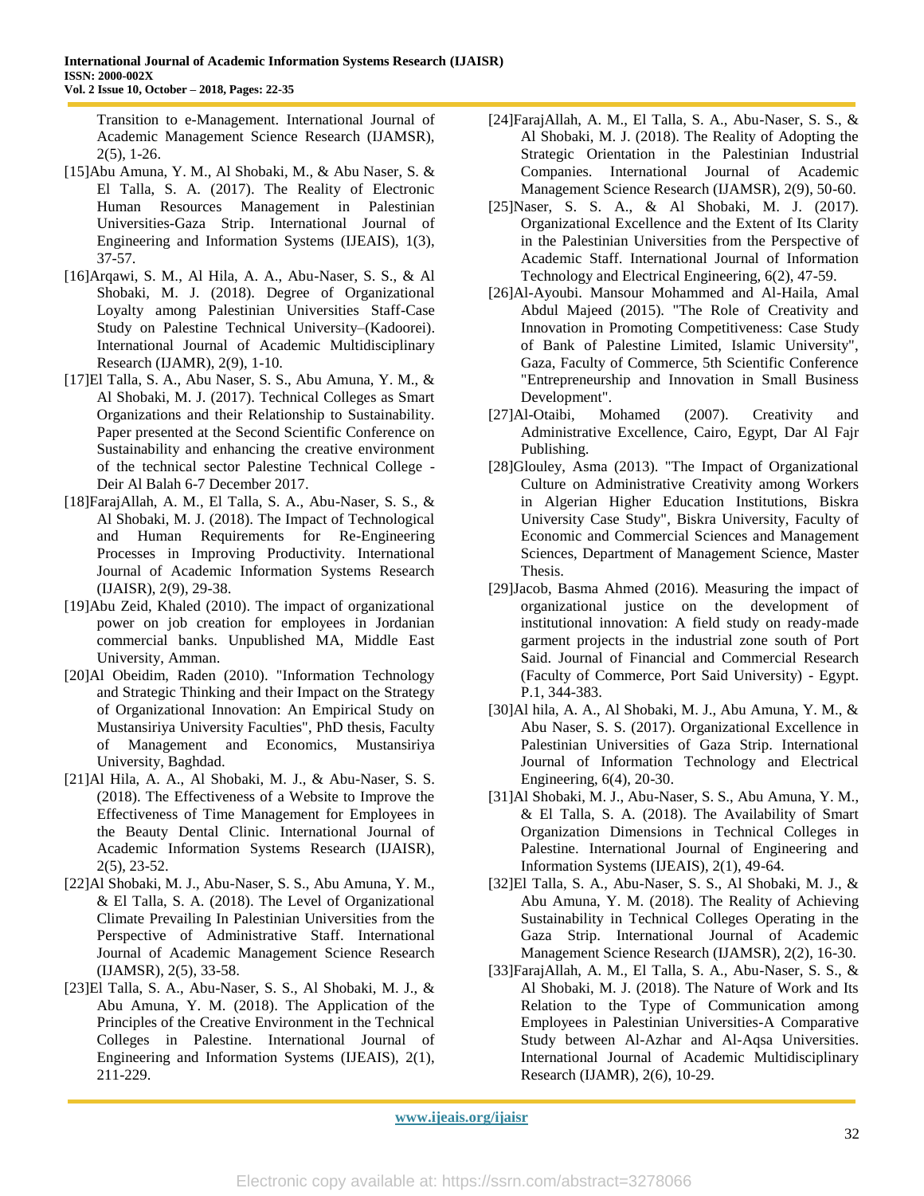Transition to e-Management. International Journal of Academic Management Science Research (IJAMSR), 2(5), 1-26.

[15]Abu Amuna, Y. M., Al Shobaki, M., & Abu Naser, S. & El Talla, S. A. (2017). The Reality of Electronic Human Resources Management in Palestinian Universities-Gaza Strip. International Journal of Engineering and Information Systems (IJEAIS), 1(3), 37-57.

[16]Arqawi, S. M., Al Hila, A. A., Abu-Naser, S. S., & Al Shobaki, M. J. (2018). Degree of Organizational Loyalty among Palestinian Universities Staff-Case Study on Palestine Technical University–(Kadoorei). International Journal of Academic Multidisciplinary Research (IJAMR), 2(9), 1-10.

[17]El Talla, S. A., Abu Naser, S. S., Abu Amuna, Y. M., & Al Shobaki, M. J. (2017). Technical Colleges as Smart Organizations and their Relationship to Sustainability. Paper presented at the Second Scientific Conference on Sustainability and enhancing the creative environment of the technical sector Palestine Technical College - Deir Al Balah 6-7 December 2017.

[18]FarajAllah, A. M., El Talla, S. A., Abu-Naser, S. S., & Al Shobaki, M. J. (2018). The Impact of Technological and Human Requirements for Re-Engineering Processes in Improving Productivity. International Journal of Academic Information Systems Research (IJAISR), 2(9), 29-38.

[19]Abu Zeid, Khaled (2010). The impact of organizational power on job creation for employees in Jordanian commercial banks. Unpublished MA, Middle East University, Amman.

[20]Al Obeidim, Raden (2010). "Information Technology and Strategic Thinking and their Impact on the Strategy of Organizational Innovation: An Empirical Study on Mustansiriya University Faculties", PhD thesis, Faculty of Management and Economics, Mustansiriya University, Baghdad.

[21]Al Hila, A. A., Al Shobaki, M. J., & Abu-Naser, S. S. (2018). The Effectiveness of a Website to Improve the Effectiveness of Time Management for Employees in the Beauty Dental Clinic. International Journal of Academic Information Systems Research (IJAISR), 2(5), 23-52.

[22]Al Shobaki, M. J., Abu-Naser, S. S., Abu Amuna, Y. M., & El Talla, S. A. (2018). The Level of Organizational Climate Prevailing In Palestinian Universities from the Perspective of Administrative Staff. International Journal of Academic Management Science Research (IJAMSR), 2(5), 33-58.

[23]El Talla, S. A., Abu-Naser, S. S., Al Shobaki, M. J., & Abu Amuna, Y. M. (2018). The Application of the Principles of the Creative Environment in the Technical Colleges in Palestine. International Journal of Engineering and Information Systems (IJEAIS), 2(1), 211-229.

[24]FarajAllah, A. M., El Talla, S. A., Abu-Naser, S. S., & Al Shobaki, M. J. (2018). The Reality of Adopting the Strategic Orientation in the Palestinian Industrial Companies. International Journal of Academic Management Science Research (IJAMSR), 2(9), 50-60.

[25]Naser, S. S. A., & Al Shobaki, M. J. (2017). Organizational Excellence and the Extent of Its Clarity in the Palestinian Universities from the Perspective of Academic Staff. International Journal of Information Technology and Electrical Engineering, 6(2), 47-59.

[26]Al-Ayoubi. Mansour Mohammed and Al-Haila, Amal Abdul Majeed (2015). "The Role of Creativity and Innovation in Promoting Competitiveness: Case Study of Bank of Palestine Limited, Islamic University", Gaza, Faculty of Commerce, 5th Scientific Conference "Entrepreneurship and Innovation in Small Business Development".

[27]Al-Otaibi, Mohamed (2007). Creativity and Administrative Excellence, Cairo, Egypt, Dar Al Fajr Publishing.

[28]Glouley, Asma (2013). "The Impact of Organizational Culture on Administrative Creativity among Workers in Algerian Higher Education Institutions, Biskra University Case Study", Biskra University, Faculty of Economic and Commercial Sciences and Management Sciences, Department of Management Science, Master Thesis.

[29]Jacob, Basma Ahmed (2016). Measuring the impact of organizational justice on the development of institutional innovation: A field study on ready-made garment projects in the industrial zone south of Port Said. Journal of Financial and Commercial Research (Faculty of Commerce, Port Said University) - Egypt. P.1, 344-383.

[30]Al hila, A. A., Al Shobaki, M. J., Abu Amuna, Y. M., & Abu Naser, S. S. (2017). Organizational Excellence in Palestinian Universities of Gaza Strip. International Journal of Information Technology and Electrical Engineering, 6(4), 20-30.

[31]Al Shobaki, M. J., Abu-Naser, S. S., Abu Amuna, Y. M., & El Talla, S. A. (2018). The Availability of Smart Organization Dimensions in Technical Colleges in Palestine. International Journal of Engineering and Information Systems (IJEAIS), 2(1), 49-64.

[32]El Talla, S. A., Abu-Naser, S. S., Al Shobaki, M. J., & Abu Amuna, Y. M. (2018). The Reality of Achieving Sustainability in Technical Colleges Operating in the Gaza Strip. International Journal of Academic Management Science Research (IJAMSR), 2(2), 16-30.

[33]FarajAllah, A. M., El Talla, S. A., Abu-Naser, S. S., & Al Shobaki, M. J. (2018). The Nature of Work and Its Relation to the Type of Communication among Employees in Palestinian Universities-A Comparative Study between Al-Azhar and Al-Aqsa Universities. International Journal of Academic Multidisciplinary Research (IJAMR), 2(6), 10-29.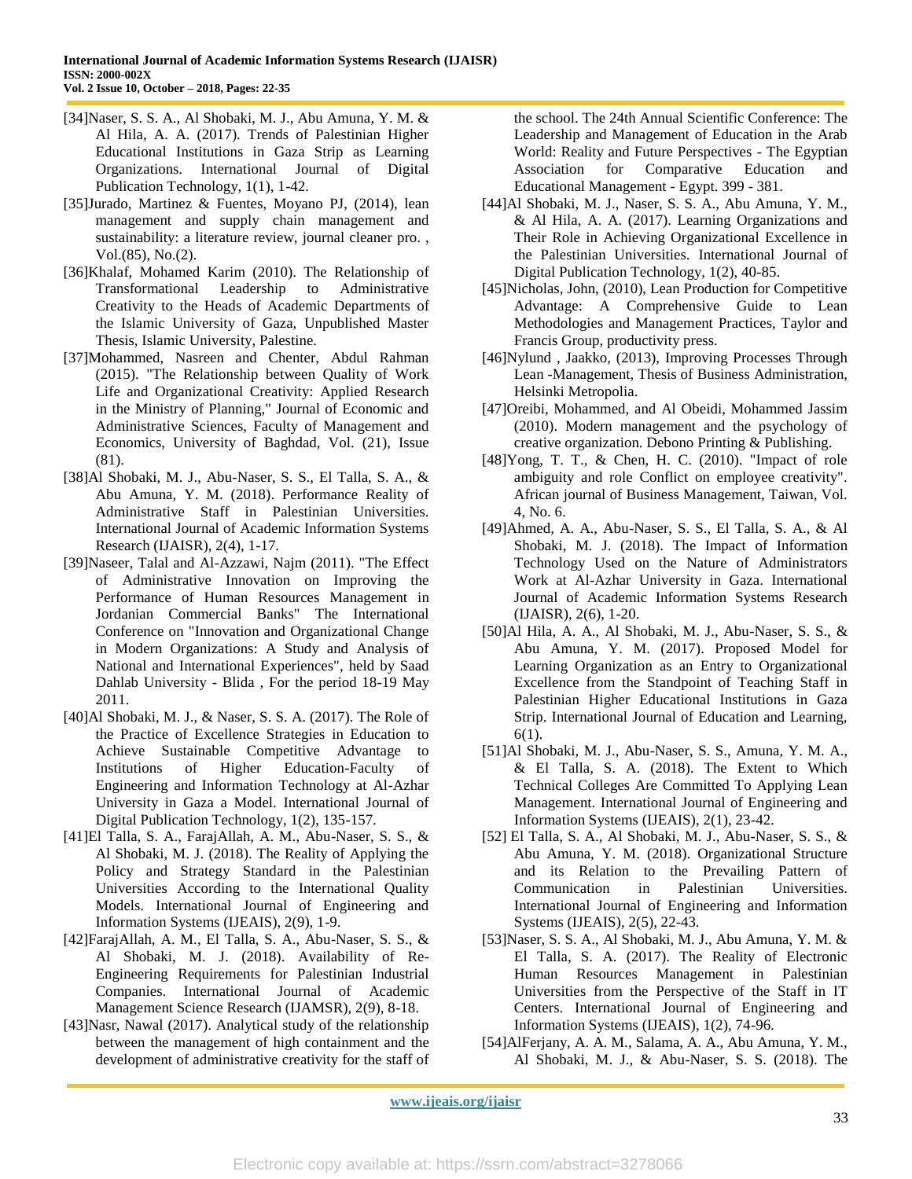[34]Naser, S. S. A., Al Shobaki, M. J., Abu Amuna, Y. M. & Al Hila, A. A. (2017). Trends of Palestinian Higher Educational Institutions in Gaza Strip as Learning Organizations. International Journal of Digital Publication Technology, 1(1), 1-42.

[35]Jurado, Martinez & Fuentes, Moyano PJ, (2014), lean management and supply chain management and sustainability: a literature review, journal cleaner pro. , Vol.(85), No.(2).

[36]Khalaf, Mohamed Karim (2010). The Relationship of Transformational Leadership to Administrative Creativity to the Heads of Academic Departments of the Islamic University of Gaza, Unpublished Master Thesis, Islamic University, Palestine.

[37]Mohammed, Nasreen and Chenter, Abdul Rahman (2015). "The Relationship between Quality of Work Life and Organizational Creativity: Applied Research in the Ministry of Planning," Journal of Economic and Administrative Sciences, Faculty of Management and Economics, University of Baghdad, Vol. (21), Issue (81).

[38]Al Shobaki, M. J., Abu-Naser, S. S., El Talla, S. A., & Abu Amuna, Y. M. (2018). Performance Reality of Administrative Staff in Palestinian Universities. International Journal of Academic Information Systems Research (IJAISR), 2(4), 1-17.

[39]Naseer, Talal and Al-Azzawi, Najm (2011). "The Effect of Administrative Innovation on Improving the Performance of Human Resources Management in Jordanian Commercial Banks" The International Conference on "Innovation and Organizational Change in Modern Organizations: A Study and Analysis of National and International Experiences", held by Saad Dahlab University - Blida , For the period 18-19 May 2011.

[40]Al Shobaki, M. J., & Naser, S. S. A. (2017). The Role of the Practice of Excellence Strategies in Education to Achieve Sustainable Competitive Advantage to Institutions of Higher Education-Faculty of Engineering and Information Technology at Al-Azhar University in Gaza a Model. International Journal of Digital Publication Technology, 1(2), 135-157.

[41]El Talla, S. A., FarajAllah, A. M., Abu-Naser, S. S., & Al Shobaki, M. J. (2018). The Reality of Applying the Policy and Strategy Standard in the Palestinian Universities According to the International Quality Models. International Journal of Engineering and Information Systems (IJEAIS), 2(9), 1-9.

[42]FarajAllah, A. M., El Talla, S. A., Abu-Naser, S. S., & Al Shobaki, M. J. (2018). Availability of Re-Engineering Requirements for Palestinian Industrial Companies. International Journal of Academic Management Science Research (IJAMSR), 2(9), 8-18.

[43]Nasr, Nawal (2017). Analytical study of the relationship between the management of high containment and the development of administrative creativity for the staff of the school. The 24th Annual Scientific Conference: The Leadership and Management of Education in the Arab World: Reality and Future Perspectives - The Egyptian Association for Comparative Education and Educational Management - Egypt. 399 - 381.

[44]Al Shobaki, M. J., Naser, S. S. A., Abu Amuna, Y. M., & Al Hila, A. A. (2017). Learning Organizations and Their Role in Achieving Organizational Excellence in the Palestinian Universities. International Journal of Digital Publication Technology, 1(2), 40-85.

[45]Nicholas, John, (2010), Lean Production for Competitive Advantage: A Comprehensive Guide to Lean Methodologies and Management Practices, Taylor and Francis Group, productivity press.

[46]Nylund , Jaakko, (2013), Improving Processes Through Lean -Management, Thesis of Business Administration, Helsinki Metropolia.

[47]Oreibi, Mohammed, and Al Obeidi, Mohammed Jassim (2010). Modern management and the psychology of creative organization. Debono Printing & Publishing.

[48]Yong, T. T., & Chen, H. C. (2010). "Impact of role ambiguity and role Conflict on employee creativity". African journal of Business Management, Taiwan, Vol. 4, No. 6.

[49]Ahmed, A. A., Abu-Naser, S. S., El Talla, S. A., & Al Shobaki, M. J. (2018). The Impact of Information Technology Used on the Nature of Administrators Work at Al-Azhar University in Gaza. International Journal of Academic Information Systems Research (IJAISR), 2(6), 1-20.

[50]Al Hila, A. A., Al Shobaki, M. J., Abu-Naser, S. S., & Abu Amuna, Y. M. (2017). Proposed Model for Learning Organization as an Entry to Organizational Excellence from the Standpoint of Teaching Staff in Palestinian Higher Educational Institutions in Gaza Strip. International Journal of Education and Learning, 6(1).

[51]Al Shobaki, M. J., Abu-Naser, S. S., Amuna, Y. M. A., & El Talla, S. A. (2018). The Extent to Which Technical Colleges Are Committed To Applying Lean Management. International Journal of Engineering and Information Systems (IJEAIS), 2(1), 23-42.

[52] El Talla, S. A., Al Shobaki, M. J., Abu-Naser, S. S., & Abu Amuna, Y. M. (2018). Organizational Structure and its Relation to the Prevailing Pattern of Communication in Palestinian Universities. International Journal of Engineering and Information Systems (IJEAIS), 2(5), 22-43.

[53]Naser, S. S. A., Al Shobaki, M. J., Abu Amuna, Y. M. & El Talla, S. A. (2017). The Reality of Electronic Human Resources Management in Palestinian Universities from the Perspective of the Staff in IT Centers. International Journal of Engineering and Information Systems (IJEAIS), 1(2), 74-96.

[54]AlFerjany, A. A. M., Salama, A. A., Abu Amuna, Y. M., Al Shobaki, M. J., & Abu-Naser, S. S. (2018). The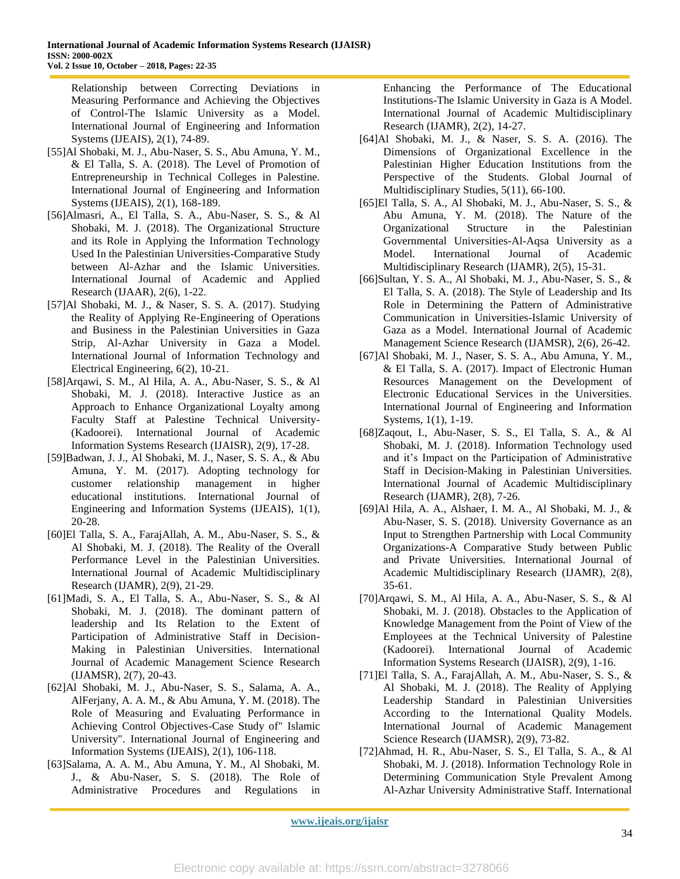Relationship between Correcting Deviations in Measuring Performance and Achieving the Objectives of Control-The Islamic University as a Model. International Journal of Engineering and Information Systems (IJEAIS), 2(1), 74-89.

[55]Al Shobaki, M. J., Abu-Naser, S. S., Abu Amuna, Y. M., & El Talla, S. A. (2018). The Level of Promotion of Entrepreneurship in Technical Colleges in Palestine. International Journal of Engineering and Information Systems (IJEAIS), 2(1), 168-189.

[56]Almasri, A., El Talla, S. A., Abu-Naser, S. S., & Al Shobaki, M. J. (2018). The Organizational Structure and its Role in Applying the Information Technology Used In the Palestinian Universities-Comparative Study between Al-Azhar and the Islamic Universities. International Journal of Academic and Applied Research (IJAAR), 2(6), 1-22.

[57]Al Shobaki, M. J., & Naser, S. S. A. (2017). Studying the Reality of Applying Re-Engineering of Operations and Business in the Palestinian Universities in Gaza Strip, Al-Azhar University in Gaza a Model. International Journal of Information Technology and Electrical Engineering, 6(2), 10-21.

[58]Arqawi, S. M., Al Hila, A. A., Abu-Naser, S. S., & Al Shobaki, M. J. (2018). Interactive Justice as an Approach to Enhance Organizational Loyalty among Faculty Staff at Palestine Technical University-(Kadoorei). International Journal of Academic Information Systems Research (IJAISR), 2(9), 17-28.

[59]Badwan, J. J., Al Shobaki, M. J., Naser, S. S. A., & Abu Amuna, Y. M. (2017). Adopting technology for customer relationship management in higher educational institutions. International Journal of Engineering and Information Systems (IJEAIS), 1(1), 20-28.

[60]El Talla, S. A., FarajAllah, A. M., Abu-Naser, S. S., & Al Shobaki, M. J. (2018). The Reality of the Overall Performance Level in the Palestinian Universities. International Journal of Academic Multidisciplinary Research (IJAMR), 2(9), 21-29.

[61]Madi, S. A., El Talla, S. A., Abu-Naser, S. S., & Al Shobaki, M. J. (2018). The dominant pattern of leadership and Its Relation to the Extent of Participation of Administrative Staff in Decision-Making in Palestinian Universities. International Journal of Academic Management Science Research (IJAMSR), 2(7), 20-43.

[62]Al Shobaki, M. J., Abu-Naser, S. S., Salama, A. A., AlFerjany, A. A. M., & Abu Amuna, Y. M. (2018). The Role of Measuring and Evaluating Performance in Achieving Control Objectives-Case Study of" Islamic University". International Journal of Engineering and Information Systems (IJEAIS), 2(1), 106-118.

[63]Salama, A. A. M., Abu Amuna, Y. M., Al Shobaki, M. J., & Abu-Naser, S. S. (2018). The Role of Administrative Procedures and Regulations in Enhancing the Performance of The Educational Institutions-The Islamic University in Gaza is A Model. International Journal of Academic Multidisciplinary Research (IJAMR), 2(2), 14-27.

[64]Al Shobaki, M. J., & Naser, S. S. A. (2016). The Dimensions of Organizational Excellence in the Palestinian Higher Education Institutions from the Perspective of the Students. Global Journal of Multidisciplinary Studies, 5(11), 66-100.

[65]El Talla, S. A., Al Shobaki, M. J., Abu-Naser, S. S., & Abu Amuna, Y. M. (2018). The Nature of the Organizational Structure in the Palestinian Governmental Universities-Al-Aqsa University as a Model. International Journal of Academic Multidisciplinary Research (IJAMR), 2(5), 15-31.

[66]Sultan, Y. S. A., Al Shobaki, M. J., Abu-Naser, S. S., & El Talla, S. A. (2018). The Style of Leadership and Its Role in Determining the Pattern of Administrative Communication in Universities-Islamic University of Gaza as a Model. International Journal of Academic Management Science Research (IJAMSR), 2(6), 26-42.

[67]Al Shobaki, M. J., Naser, S. S. A., Abu Amuna, Y. M., & El Talla, S. A. (2017). Impact of Electronic Human Resources Management on the Development of Electronic Educational Services in the Universities. International Journal of Engineering and Information Systems, 1(1), 1-19.

[68]Zaqout, I., Abu-Naser, S. S., El Talla, S. A., & Al Shobaki, M. J. (2018). Information Technology used and it's Impact on the Participation of Administrative Staff in Decision-Making in Palestinian Universities. International Journal of Academic Multidisciplinary Research (IJAMR), 2(8), 7-26.

[69]Al Hila, A. A., Alshaer, I. M. A., Al Shobaki, M. J., & Abu-Naser, S. S. (2018). University Governance as an Input to Strengthen Partnership with Local Community Organizations-A Comparative Study between Public and Private Universities. International Journal of Academic Multidisciplinary Research (IJAMR), 2(8), 35-61.

[70]Arqawi, S. M., Al Hila, A. A., Abu-Naser, S. S., & Al Shobaki, M. J. (2018). Obstacles to the Application of Knowledge Management from the Point of View of the Employees at the Technical University of Palestine (Kadoorei). International Journal of Academic Information Systems Research (IJAISR), 2(9), 1-16.

[71]El Talla, S. A., FarajAllah, A. M., Abu-Naser, S. S., & Al Shobaki, M. J. (2018). The Reality of Applying Leadership Standard in Palestinian Universities According to the International Quality Models. International Journal of Academic Management Science Research (IJAMSR), 2(9), 73-82.

[72]Ahmad, H. R., Abu-Naser, S. S., El Talla, S. A., & Al Shobaki, M. J. (2018). Information Technology Role in Determining Communication Style Prevalent Among Al-Azhar University Administrative Staff. International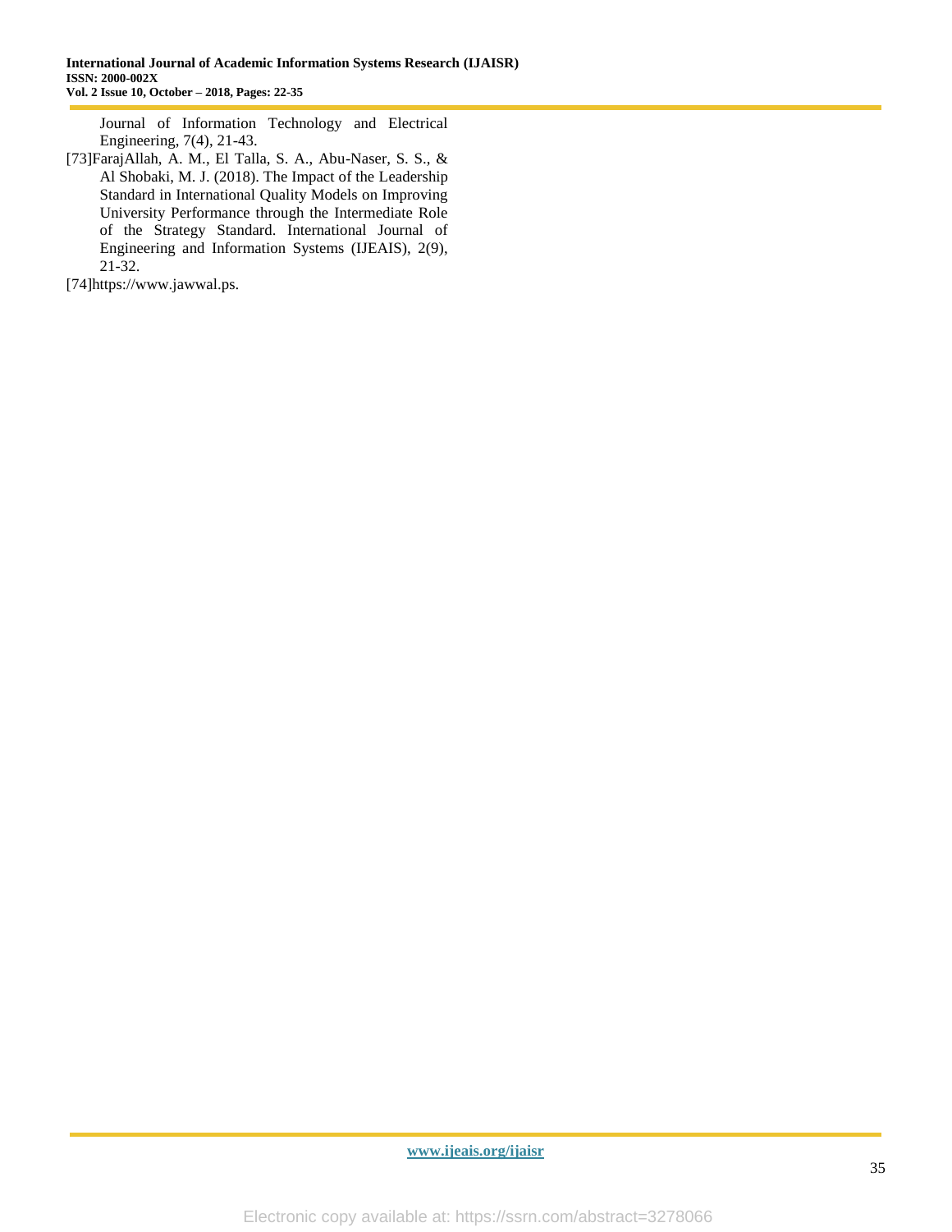Journal of Information Technology and Electrical Engineering, 7(4), 21-43.

[73]FarajAllah, A. M., El Talla, S. A., Abu-Naser, S. S., & Al Shobaki, M. J. (2018). The Impact of the Leadership Standard in International Quality Models on Improving University Performance through the Intermediate Role of the Strategy Standard. International Journal of Engineering and Information Systems (IJEAIS), 2(9), 21-32.

[74]https://www.jawwal.ps.